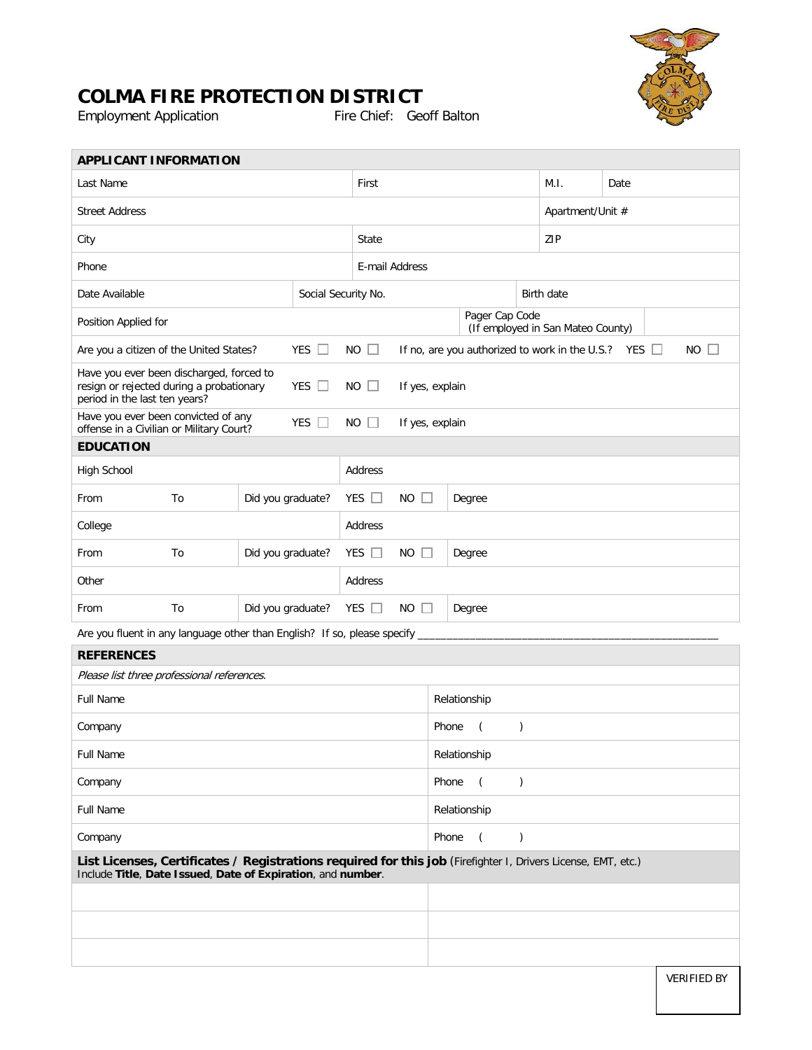# COLMA FIRE PROTECTION DISTRICT

Employment Application  Fire Chief: Geoff Balton

| **APPLICANT INFORMATION** | | | |
|---|---|---|---|
| Last Name | First | M.I. | Date |
| Street Address | | Apartment/Unit # | |
| City | State | ZIP | |
| Phone | E-mail Address | | |
| Date Available | Social Security No. | Birth date | |
| Position Applied for | Pager Cap Code (If employed in San Mateo County) | | |

| | | | |
|---|---|---|---|
| Are you a citizen of the United States? | YES ☐ NO ☐ | If no, are you authorized to work in the U.S.? | YES ☐ NO ☐ |
| Have you ever been discharged, forced to resign or rejected during a probationary period in the last ten years? | YES ☐ NO ☐ | If yes, explain | |
| Have you ever been convicted of any offense in a Civilian or Military Court? | YES ☐ NO ☐ | If yes, explain | |

| **EDUCATION** | | | | |
|---|---|---|---|---|
| High School | | | Address | |
| From | To | Did you graduate? | YES ☐ NO ☐ | Degree |
| College | | | Address | |
| From | To | Did you graduate? | YES ☐ NO ☐ | Degree |
| Other | | | Address | |
| From | To | Did you graduate? | YES ☐ NO ☐ | Degree |

Are you fluent in any language other than English? If so, please specify ___________________________________________________

| **REFERENCES** | |
|---|---|
| *Please list three professional references.* | |
| Full Name | Relationship |
| Company | Phone ( ) |
| Full Name | Relationship |
| Company | Phone ( ) |
| Full Name | Relationship |
| Company | Phone ( ) |

| **List Licenses, Certificates / Registrations required for this job** (Firefighter I, Drivers License, EMT, etc.) Include **Title**, **Date Issued**, **Date of Expiration**, and **number**. | |
|---|---|
| | |
| | |
| | |

VERIFIED BY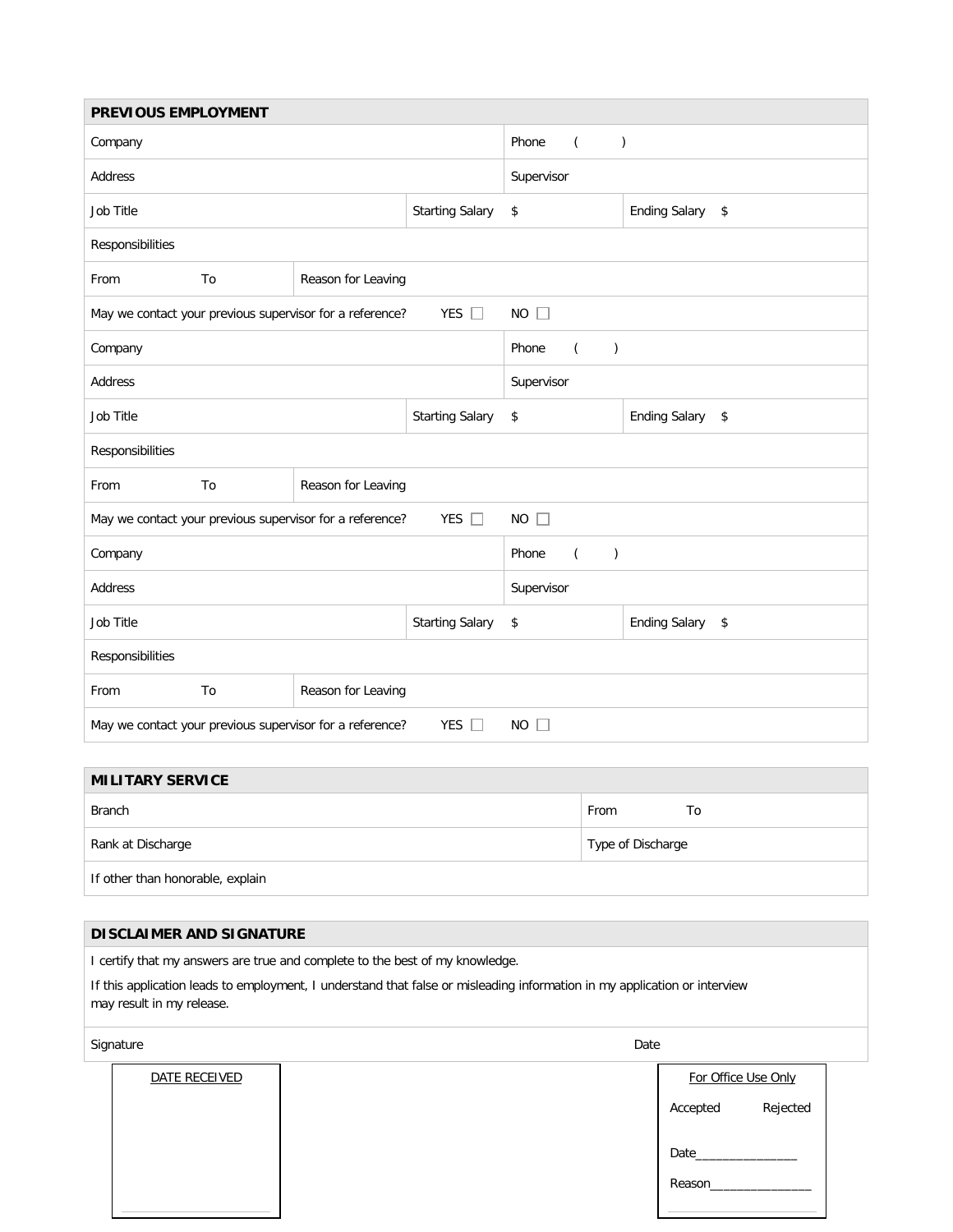## PREVIOUS EMPLOYMENT

| | | | | |
|---|---|---|---|---|
| Company | | | Phone ( ) | |
| Address | | | Supervisor | |
| Job Title | | Starting Salary | $ | Ending Salary $ |
| Responsibilities | | | | |
| From To | Reason for Leaving | | | |
| May we contact your previous supervisor for a reference? | | YES ☐ | NO ☐ | |
| Company | | | Phone ( ) | |
| Address | | | Supervisor | |
| Job Title | | Starting Salary | $ | Ending Salary $ |
| Responsibilities | | | | |
| From To | Reason for Leaving | | | |
| May we contact your previous supervisor for a reference? | | YES ☐ | NO ☐ | |
| Company | | | Phone ( ) | |
| Address | | | Supervisor | |
| Job Title | | Starting Salary | $ | Ending Salary $ |
| Responsibilities | | | | |
| From To | Reason for Leaving | | | |
| May we contact your previous supervisor for a reference? | | YES ☐ | NO ☐ | |

## MILITARY SERVICE

| | |
|---|---|
| Branch | From To |
| Rank at Discharge | Type of Discharge |
| If other than honorable, explain | |

## DISCLAIMER AND SIGNATURE

I certify that my answers are true and complete to the best of my knowledge.

If this application leads to employment, I understand that false or misleading information in my application or interview may result in my release.

| | |
|---|---|
| Signature | Date |

DATE RECEIVED

For Office Use Only

Accepted Rejected

Date_______________

Reason_______________